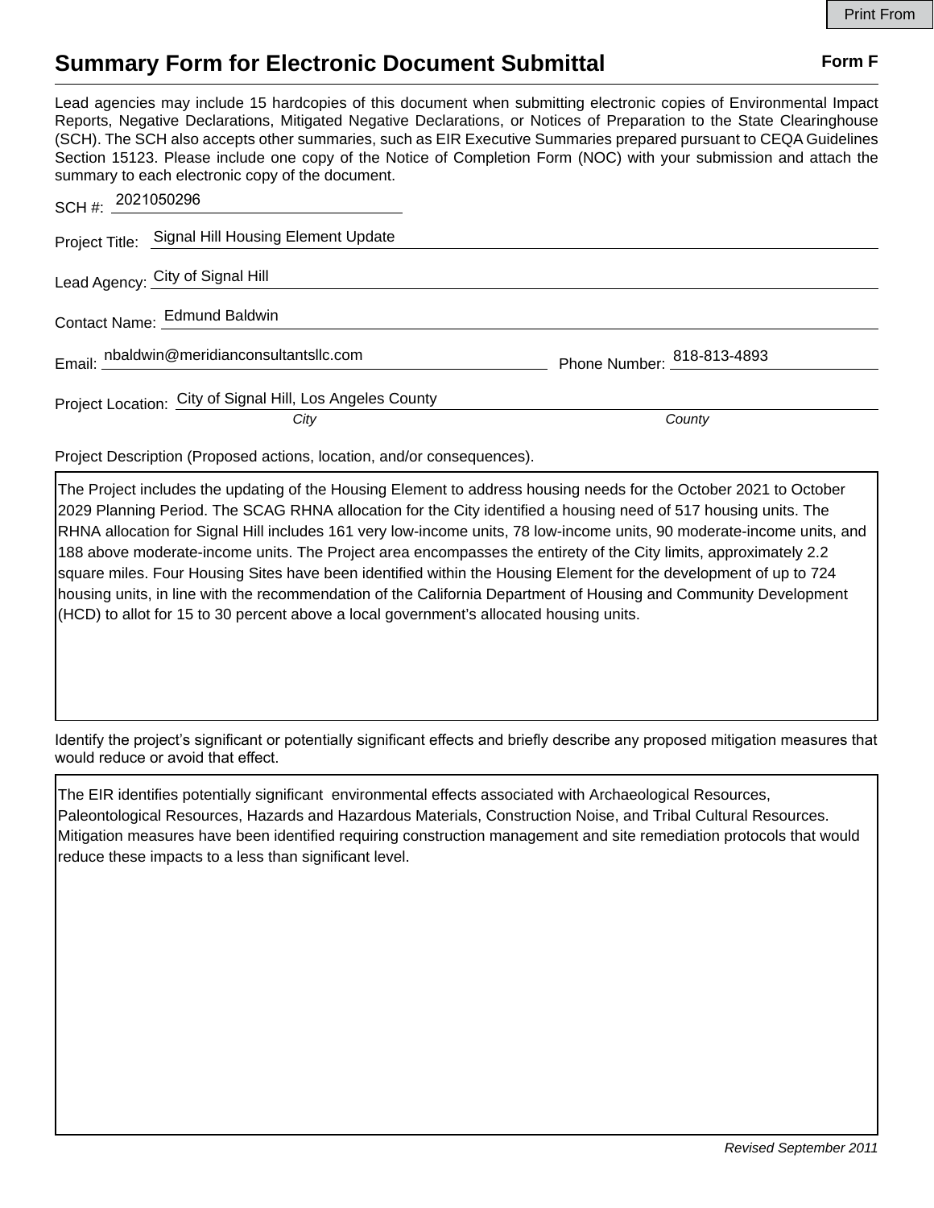Print From

# Summary Form for Electronic Document Submittal

**Form F**

Lead agencies may include 15 hardcopies of this document when submitting electronic copies of Environmental Impact Reports, Negative Declarations, Mitigated Negative Declarations, or Notices of Preparation to the State Clearinghouse (SCH). The SCH also accepts other summaries, such as EIR Executive Summaries prepared pursuant to CEQA Guidelines Section 15123. Please include one copy of the Notice of Completion Form (NOC) with your submission and attach the summary to each electronic copy of the document.

SCH #: 2021050296

Project Title: Signal Hill Housing Element Update

Lead Agency: City of Signal Hill

Contact Name: Edmund Baldwin

Email: nbaldwin@meridianconsultantsllc.com

Phone Number: 818-813-4893

Project Location: City of Signal Hill, Los Angeles County

*City* *County*

Project Description (Proposed actions, location, and/or consequences).

The Project includes the updating of the Housing Element to address housing needs for the October 2021 to October 2029 Planning Period. The SCAG RHNA allocation for the City identified a housing need of 517 housing units. The RHNA allocation for Signal Hill includes 161 very low-income units, 78 low-income units, 90 moderate-income units, and 188 above moderate-income units. The Project area encompasses the entirety of the City limits, approximately 2.2 square miles. Four Housing Sites have been identified within the Housing Element for the development of up to 724 housing units, in line with the recommendation of the California Department of Housing and Community Development (HCD) to allot for 15 to 30 percent above a local government's allocated housing units.

Identify the project's significant or potentially significant effects and briefly describe any proposed mitigation measures that would reduce or avoid that effect.

The EIR identifies potentially significant environmental effects associated with Archaeological Resources, Paleontological Resources, Hazards and Hazardous Materials, Construction Noise, and Tribal Cultural Resources. Mitigation measures have been identified requiring construction management and site remediation protocols that would reduce these impacts to a less than significant level.

*Revised September 2011*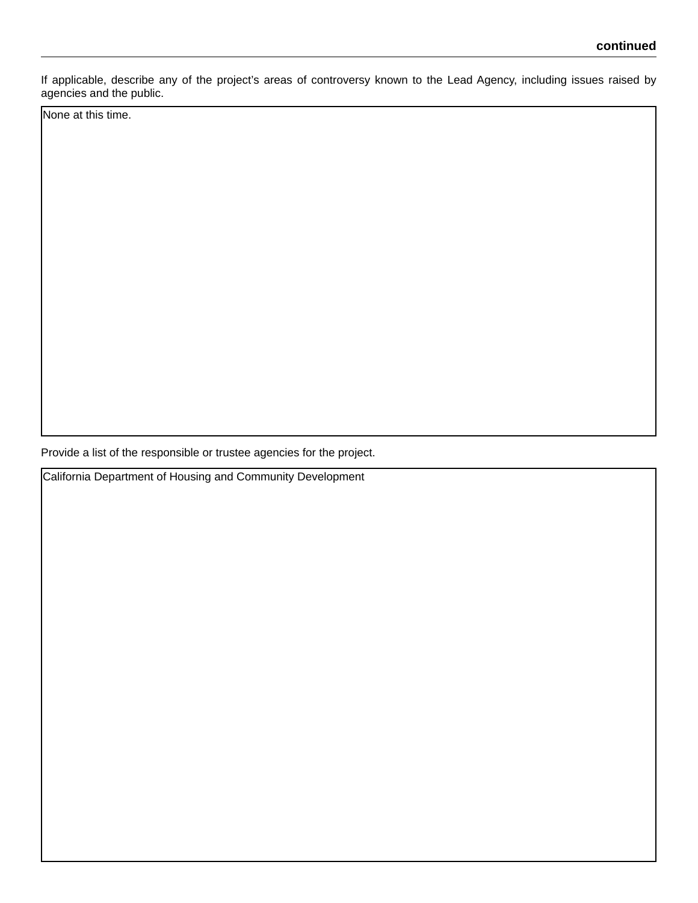continued

If applicable, describe any of the project's areas of controversy known to the Lead Agency, including issues raised by agencies and the public.

None at this time.

Provide a list of the responsible or trustee agencies for the project.

California Department of Housing and Community Development